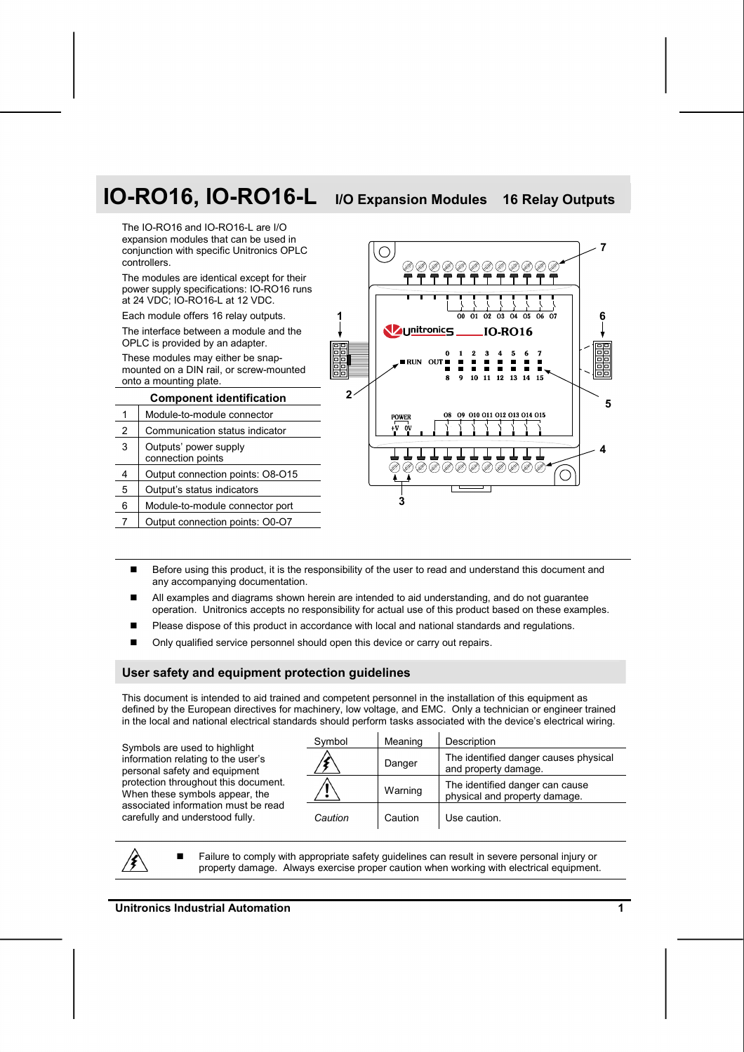# IO-RO16, IO-RO16-L I/O Expansion Modules 16 Relay Outputs

The IO-RO16 and IO-RO16-L are I/O expansion modules that can be used in conjunction with specific Unitronics OPLC controllers.

The modules are identical except for their power supply specifications: IO-RO16 runs at 24 VDC; IO-RO16-L at 12 VDC.

Each module offers 16 relay outputs.

The interface between a module and the OPLC is provided by an adapter.

These modules may either be snap-mounted on a DIN rail, or screw-mounted onto a mounting plate.

| Component identification | |
|---|---|
| 1 | Module-to-module connector |
| 2 | Communication status indicator |
| 3 | Outputs' power supply connection points |
| 4 | Output connection points: O8-O15 |
| 5 | Output's status indicators |
| 6 | Module-to-module connector port |
| 7 | Output connection points: O0-O7 |

- Before using this product, it is the responsibility of the user to read and understand this document and any accompanying documentation.
- All examples and diagrams shown herein are intended to aid understanding, and do not guarantee operation. Unitronics accepts no responsibility for actual use of this product based on these examples.
- Please dispose of this product in accordance with local and national standards and regulations.
- Only qualified service personnel should open this device or carry out repairs.

## User safety and equipment protection guidelines

This document is intended to aid trained and competent personnel in the installation of this equipment as defined by the European directives for machinery, low voltage, and EMC. Only a technician or engineer trained in the local and national electrical standards should perform tasks associated with the device's electrical wiring.

Symbols are used to highlight information relating to the user's personal safety and equipment protection throughout this document. When these symbols appear, the associated information must be read carefully and understood fully.

| Symbol | Meaning | Description |
|---|---|---|
| ⚡ | Danger | The identified danger causes physical and property damage. |
| ⚠ | Warning | The identified danger can cause physical and property damage. |
| *Caution* | Caution | Use caution. |

- Failure to comply with appropriate safety guidelines can result in severe personal injury or property damage. Always exercise proper caution when working with electrical equipment.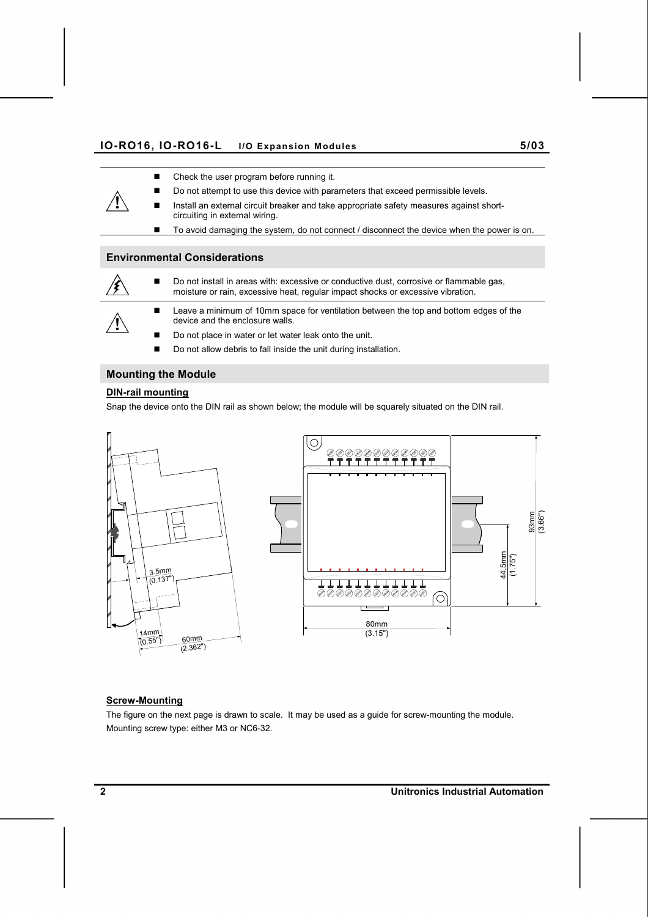- Check the user program before running it.
- Do not attempt to use this device with parameters that exceed permissible levels.
- Install an external circuit breaker and take appropriate safety measures against short-circuiting in external wiring.
- To avoid damaging the system, do not connect / disconnect the device when the power is on.

## Environmental Considerations

- Do not install in areas with: excessive or conductive dust, corrosive or flammable gas, moisture or rain, excessive heat, regular impact shocks or excessive vibration.

- Leave a minimum of 10mm space for ventilation between the top and bottom edges of the device and the enclosure walls.
- Do not place in water or let water leak onto the unit.
- Do not allow debris to fall inside the unit during installation.

## Mounting the Module

### DIN-rail mounting

Snap the device onto the DIN rail as shown below; the module will be squarely situated on the DIN rail.

3.5mm (0.137")

14mm (0.55")

60mm (2.362")

80mm (3.15")

44.5mm (1.75")

93mm (3.66")

### Screw-Mounting

The figure on the next page is drawn to scale. It may be used as a guide for screw-mounting the module.
Mounting screw type: either M3 or NC6-32.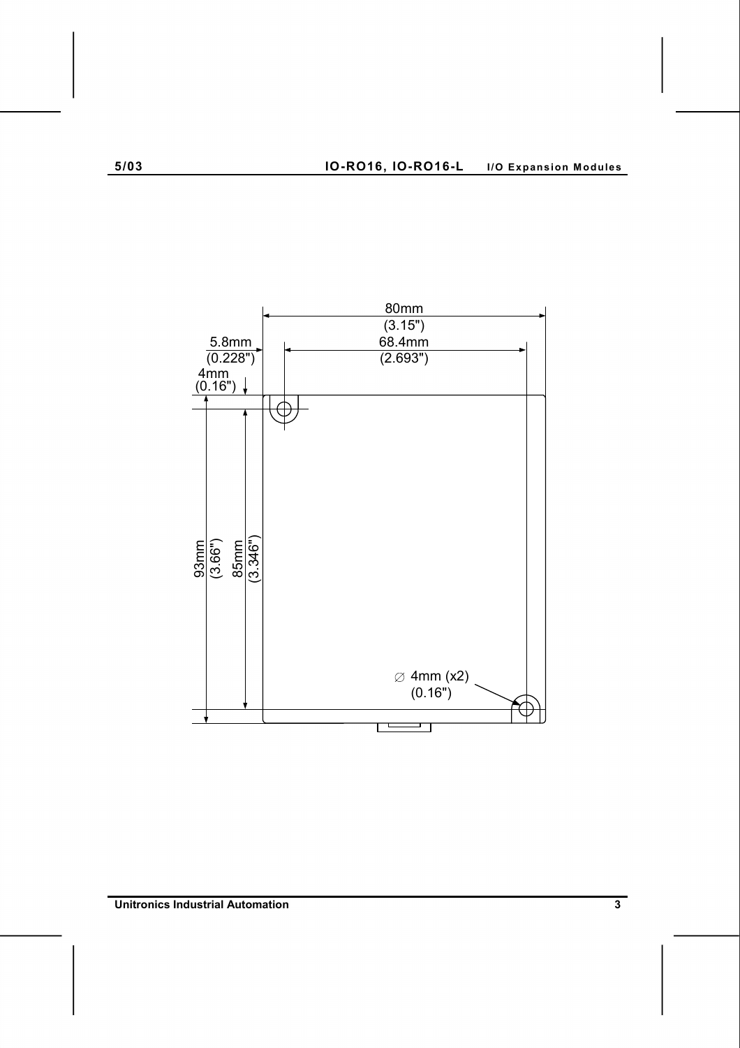80mm
(3.15")

5.8mm
(0.228")

68.4mm
(2.693")

4mm
(0.16")

93mm
(3.66")

85mm
(3.346")

∅ 4mm (x2)
(0.16")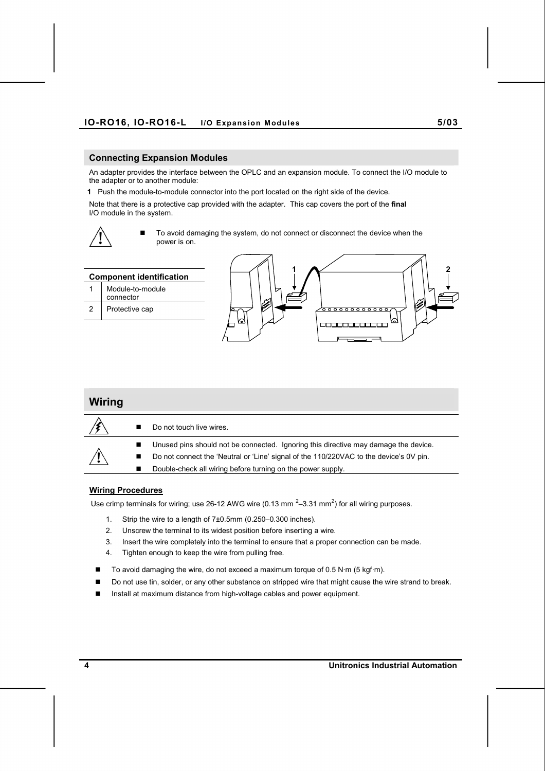## Connecting Expansion Modules

An adapter provides the interface between the OPLC and an expansion module. To connect the I/O module to the adapter or to another module:

**1** Push the module-to-module connector into the port located on the right side of the device.

Note that there is a protective cap provided with the adapter. This cap covers the port of the **final** I/O module in the system.

- To avoid damaging the system, do not connect or disconnect the device when the power is on.

| Component identification | |
|---|---|
| 1 | Module-to-module connector |
| 2 | Protective cap |

## Wiring

- Do not touch live wires.

- Unused pins should not be connected. Ignoring this directive may damage the device.
- Do not connect the 'Neutral or 'Line' signal of the 110/220VAC to the device's 0V pin.
- Double-check all wiring before turning on the power supply.

### Wiring Procedures

Use crimp terminals for wiring; use 26-12 AWG wire (0.13 $mm^2$–3.31 $mm^2$) for all wiring purposes.

1. Strip the wire to a length of 7±0.5mm (0.250–0.300 inches).
2. Unscrew the terminal to its widest position before inserting a wire.
3. Insert the wire completely into the terminal to ensure that a proper connection can be made.
4. Tighten enough to keep the wire from pulling free.

- To avoid damaging the wire, do not exceed a maximum torque of 0.5 N·m (5 kgf·m).
- Do not use tin, solder, or any other substance on stripped wire that might cause the wire strand to break.
- Install at maximum distance from high-voltage cables and power equipment.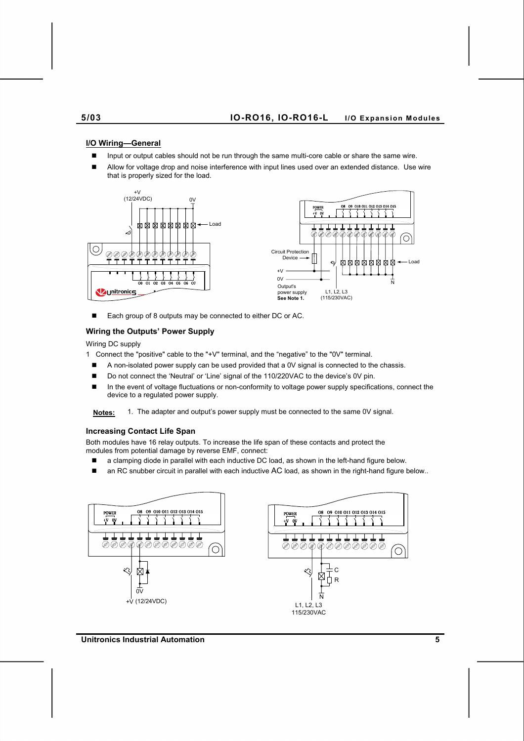## I/O Wiring—General

- Input or output cables should not be run through the same multi-core cable or share the same wire.
- Allow for voltage drop and noise interference with input lines used over an extended distance. Use wire that is properly sized for the load.

- Each group of 8 outputs may be connected to either DC or AC.

### Wiring the Outputs' Power Supply

Wiring DC supply

1 Connect the "positive" cable to the "+V" terminal, and the "negative" to the "0V" terminal.

- A non-isolated power supply can be used provided that a 0V signal is connected to the chassis.
- Do not connect the 'Neutral' or 'Line' signal of the 110/220VAC to the device's 0V pin.
- In the event of voltage fluctuations or non-conformity to voltage power supply specifications, connect the device to a regulated power supply.

**Notes:** 1. The adapter and output's power supply must be connected to the same 0V signal.

### Increasing Contact Life Span

Both modules have 16 relay outputs. To increase the life span of these contacts and protect the modules from potential damage by reverse EMF, connect:

- a clamping diode in parallel with each inductive DC load, as shown in the left-hand figure below.
- an RC snubber circuit in parallel with each inductive AC load, as shown in the right-hand figure below..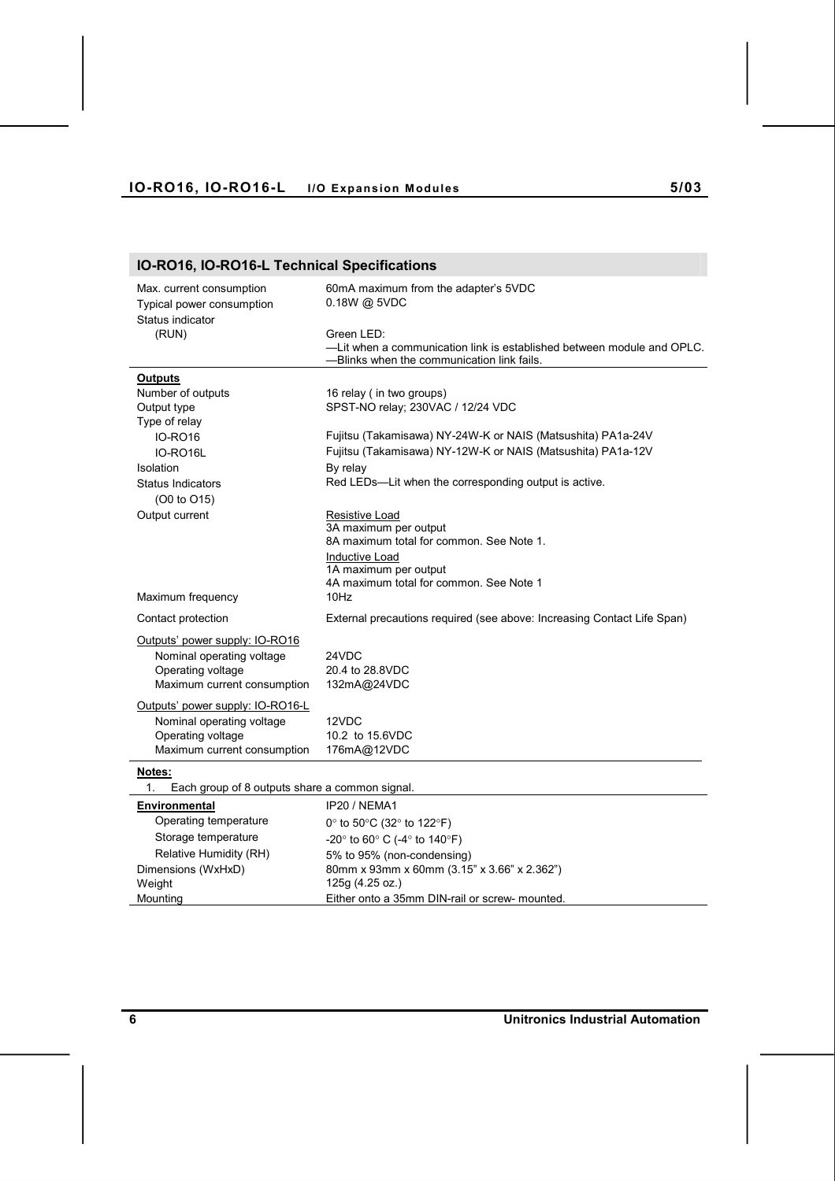## IO-RO16, IO-RO16-L Technical Specifications

| | |
|---|---|
| Max. current consumption | 60mA maximum from the adapter's 5VDC |
| Typical power consumption | 0.18W @ 5VDC |
| Status indicator (RUN) | Green LED:<br>—Lit when a communication link is established between module and OPLC.<br>—Blinks when the communication link fails. |
| **Outputs** | |
| Number of outputs | 16 relay ( in two groups) |
| Output type | SPST-NO relay; 230VAC / 12/24 VDC |
| Type of relay | |
| IO-RO16 | Fujitsu (Takamisawa) NY-24W-K or NAIS (Matsushita) PA1a-24V |
| IO-RO16L | Fujitsu (Takamisawa) NY-12W-K or NAIS (Matsushita) PA1a-12V |
| Isolation | By relay |
| Status Indicators (O0 to O15) | Red LEDs—Lit when the corresponding output is active. |
| Output current | Resistive Load<br>3A maximum per output<br>8A maximum total for common. See Note 1.<br>Inductive Load<br>1A maximum per output<br>4A maximum total for common. See Note 1 |
| Maximum frequency | 10Hz |
| Contact protection | External precautions required (see above: Increasing Contact Life Span) |
| Outputs' power supply: IO-RO16 | |
| Nominal operating voltage | 24VDC |
| Operating voltage | 20.4 to 28.8VDC |
| Maximum current consumption | 132mA@24VDC |
| Outputs' power supply: IO-RO16-L | |
| Nominal operating voltage | 12VDC |
| Operating voltage | 10.2 to 15.6VDC |
| Maximum current consumption | 176mA@12VDC |

**Notes:**

1. Each group of 8 outputs share a common signal.

| | |
|---|---|
| **Environmental** | IP20 / NEMA1 |
| Operating temperature | 0° to 50°C (32° to 122°F) |
| Storage temperature | -20° to 60° C (-4° to 140°F) |
| Relative Humidity (RH) | 5% to 95% (non-condensing) |
| Dimensions (WxHxD) | 80mm x 93mm x 60mm (3.15" x 3.66" x 2.362") |
| Weight | 125g (4.25 oz.) |
| Mounting | Either onto a 35mm DIN-rail or screw- mounted. |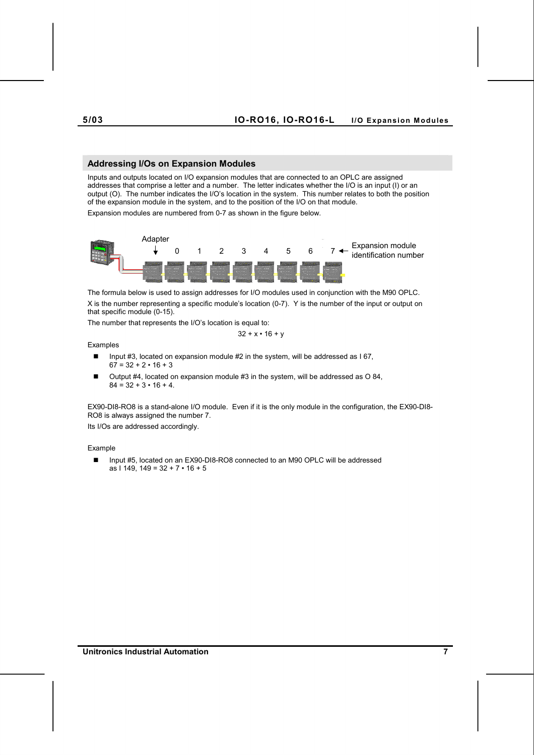## Addressing I/Os on Expansion Modules

Inputs and outputs located on I/O expansion modules that are connected to an OPLC are assigned addresses that comprise a letter and a number. The letter indicates whether the I/O is an input (I) or an output (O). The number indicates the I/O's location in the system. This number relates to both the position of the expansion module in the system, and to the position of the I/O on that module.

Expansion modules are numbered from 0-7 as shown in the figure below.

Adapter 0 1 2 3 4 5 6 7 ← Expansion module identification number

The formula below is used to assign addresses for I/O modules used in conjunction with the M90 OPLC.

X is the number representing a specific module's location (0-7). Y is the number of the input or output on that specific module (0-15).

The number that represents the I/O's location is equal to:

$$32 + x \cdot 16 + y$$

Examples

- Input #3, located on expansion module #2 in the system, will be addressed as I 67, $67 = 32 + 2 \cdot 16 + 3$
- Output #4, located on expansion module #3 in the system, will be addressed as O 84, $84 = 32 + 3 \cdot 16 + 4$.

EX90-DI8-RO8 is a stand-alone I/O module. Even if it is the only module in the configuration, the EX90-DI8-RO8 is always assigned the number 7.

Its I/Os are addressed accordingly.

Example

- Input #5, located on an EX90-DI8-RO8 connected to an M90 OPLC will be addressed as I 149, $149 = 32 + 7 \cdot 16 + 5$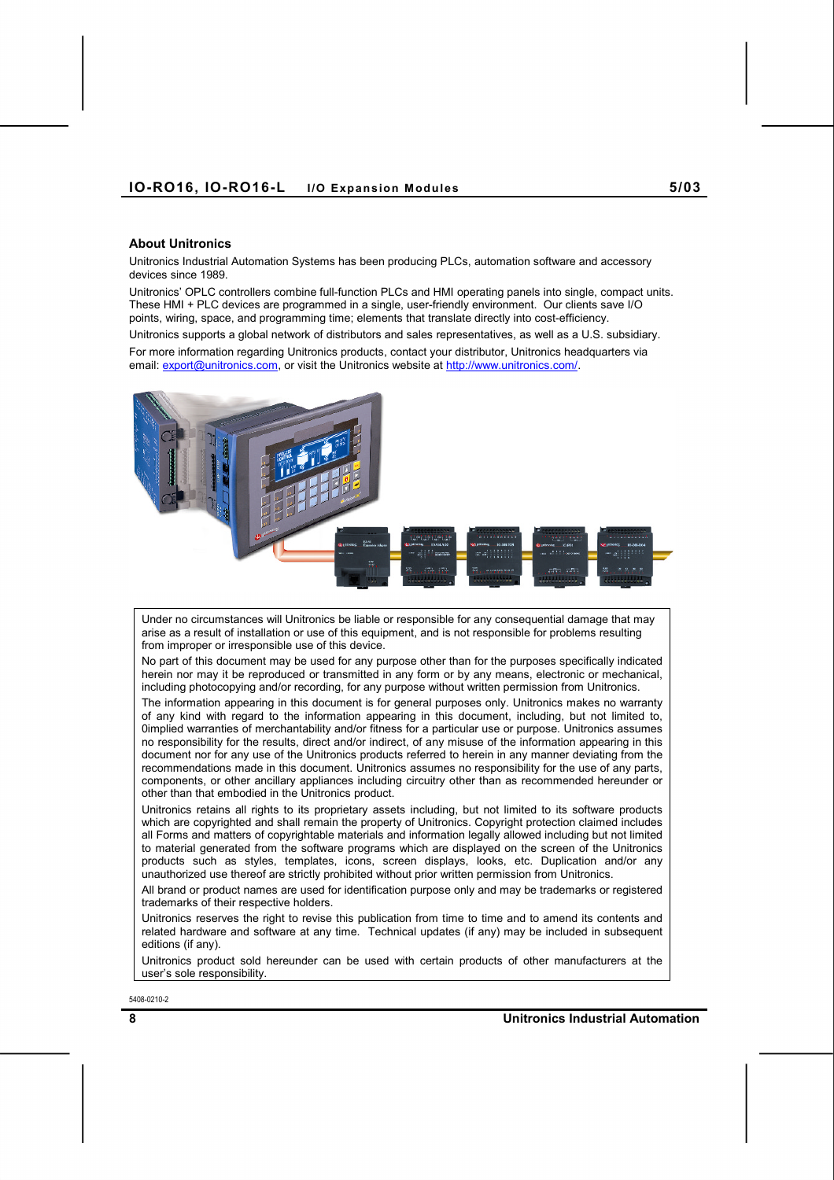## About Unitronics

Unitronics Industrial Automation Systems has been producing PLCs, automation software and accessory devices since 1989.

Unitronics' OPLC controllers combine full-function PLCs and HMI operating panels into single, compact units. These HMI + PLC devices are programmed in a single, user-friendly environment. Our clients save I/O points, wiring, space, and programming time; elements that translate directly into cost-efficiency.

Unitronics supports a global network of distributors and sales representatives, as well as a U.S. subsidiary.

For more information regarding Unitronics products, contact your distributor, Unitronics headquarters via email: export@unitronics.com, or visit the Unitronics website at http://www.unitronics.com/.

Under no circumstances will Unitronics be liable or responsible for any consequential damage that may arise as a result of installation or use of this equipment, and is not responsible for problems resulting from improper or irresponsible use of this device.

No part of this document may be used for any purpose other than for the purposes specifically indicated herein nor may it be reproduced or transmitted in any form or by any means, electronic or mechanical, including photocopying and/or recording, for any purpose without written permission from Unitronics.

The information appearing in this document is for general purposes only. Unitronics makes no warranty of any kind with regard to the information appearing in this document, including, but not limited to, 0implied warranties of merchantability and/or fitness for a particular use or purpose. Unitronics assumes no responsibility for the results, direct and/or indirect, of any misuse of the information appearing in this document nor for any use of the Unitronics products referred to herein in any manner deviating from the recommendations made in this document. Unitronics assumes no responsibility for the use of any parts, components, or other ancillary appliances including circuitry other than as recommended hereunder or other than that embodied in the Unitronics product.

Unitronics retains all rights to its proprietary assets including, but not limited to, its software products which are copyrighted and shall remain the property of Unitronics. Copyright protection claimed includes all Forms and matters of copyrightable materials and information legally allowed including but not limited to material generated from the software programs which are displayed on the screen of the Unitronics products such as styles, templates, icons, screen displays, looks, etc. Duplication and/or any unauthorized use thereof are strictly prohibited without prior written permission from Unitronics.

All brand or product names are used for identification purpose only and may be trademarks or registered trademarks of their respective holders.

Unitronics reserves the right to revise this publication from time to time and to amend its contents and related hardware and software at any time. Technical updates (if any) may be included in subsequent editions (if any).

Unitronics product sold hereunder can be used with certain products of other manufacturers at the user's sole responsibility.

5408-0210-2